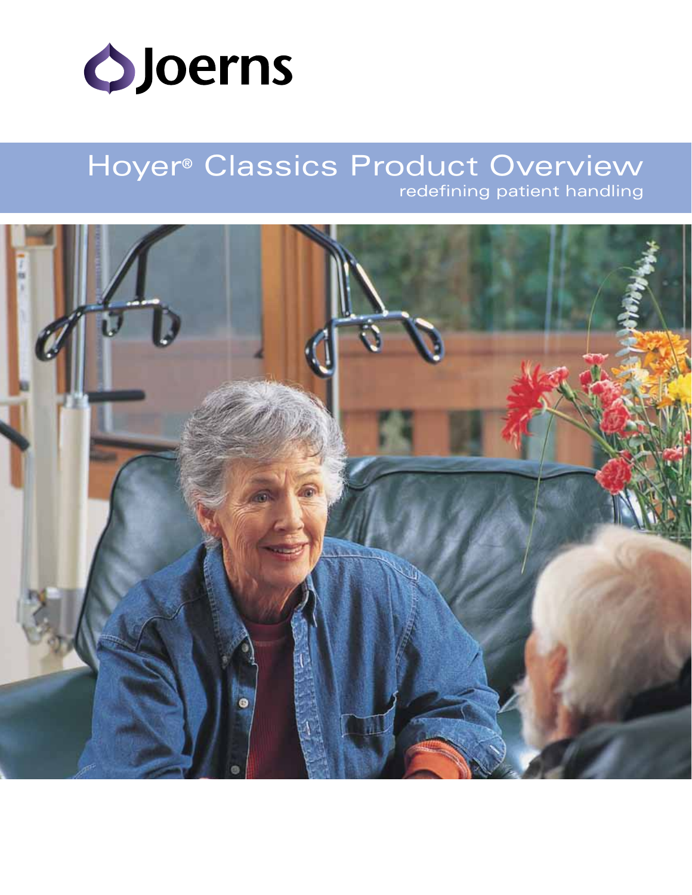Joerns

# Hoyer® Classics Product Overview

redefining patient handling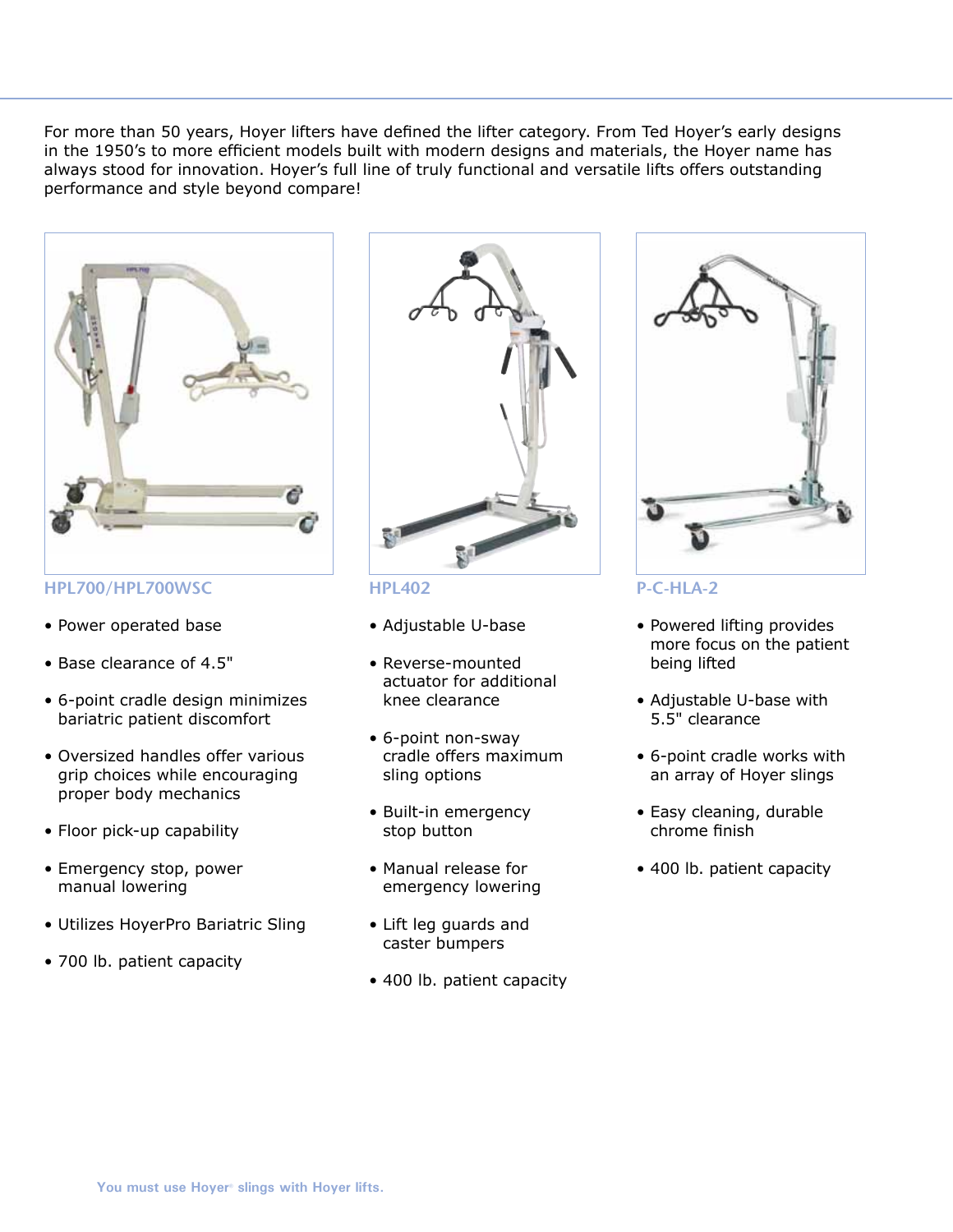For more than 50 years, Hoyer lifters have defined the lifter category. From Ted Hoyer's early designs in the 1950's to more efficient models built with modern designs and materials, the Hoyer name has always stood for innovation. Hoyer's full line of truly functional and versatile lifts offers outstanding performance and style beyond compare!

### HPL700/HPL700WSC

- Power operated base
- Base clearance of 4.5"
- 6-point cradle design minimizes bariatric patient discomfort
- Oversized handles offer various grip choices while encouraging proper body mechanics
- Floor pick-up capability
- Emergency stop, power manual lowering
- Utilizes HoyerPro Bariatric Sling
- 700 lb. patient capacity

### HPL402

- Adjustable U-base
- Reverse-mounted actuator for additional knee clearance
- 6-point non-sway cradle offers maximum sling options
- Built-in emergency stop button
- Manual release for emergency lowering
- Lift leg guards and caster bumpers
- 400 lb. patient capacity

### P-C-HLA-2

- Powered lifting provides more focus on the patient being lifted
- Adjustable U-base with 5.5" clearance
- 6-point cradle works with an array of Hoyer slings
- Easy cleaning, durable chrome finish
- 400 lb. patient capacity

You must use Hoyer® slings with Hoyer lifts.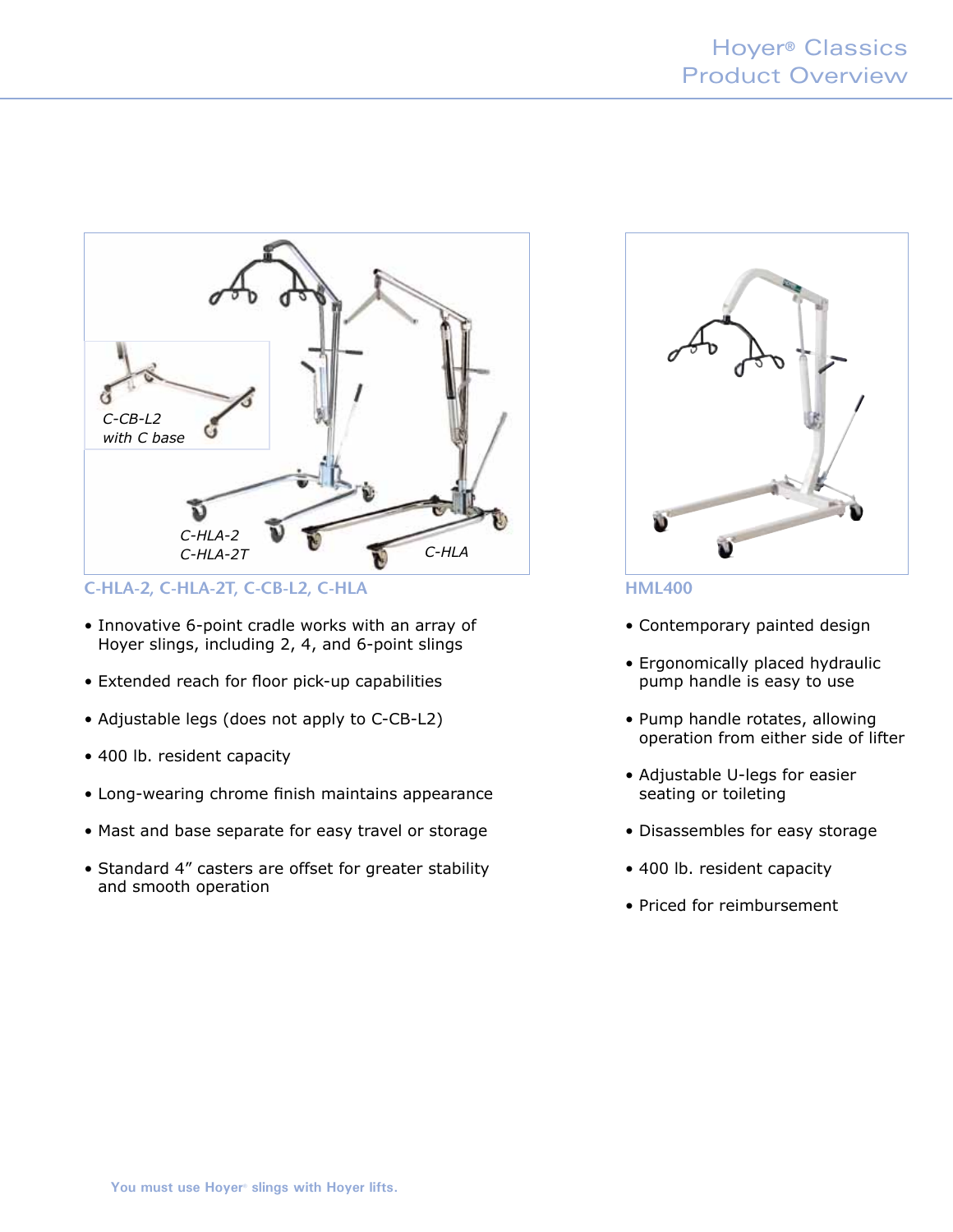## C-HLA-2, C-HLA-2T, C-CB-L2, C-HLA

- Innovative 6-point cradle works with an array of Hoyer slings, including 2, 4, and 6-point slings
- Extended reach for floor pick-up capabilities
- Adjustable legs (does not apply to C-CB-L2)
- 400 lb. resident capacity
- Long-wearing chrome finish maintains appearance
- Mast and base separate for easy travel or storage
- Standard 4” casters are offset for greater stability and smooth operation

## HML400

- Contemporary painted design
- Ergonomically placed hydraulic pump handle is easy to use
- Pump handle rotates, allowing operation from either side of lifter
- Adjustable U-legs for easier seating or toileting
- Disassembles for easy storage
- 400 lb. resident capacity
- Priced for reimbursement

**You must use Hoyer® slings with Hoyer lifts.**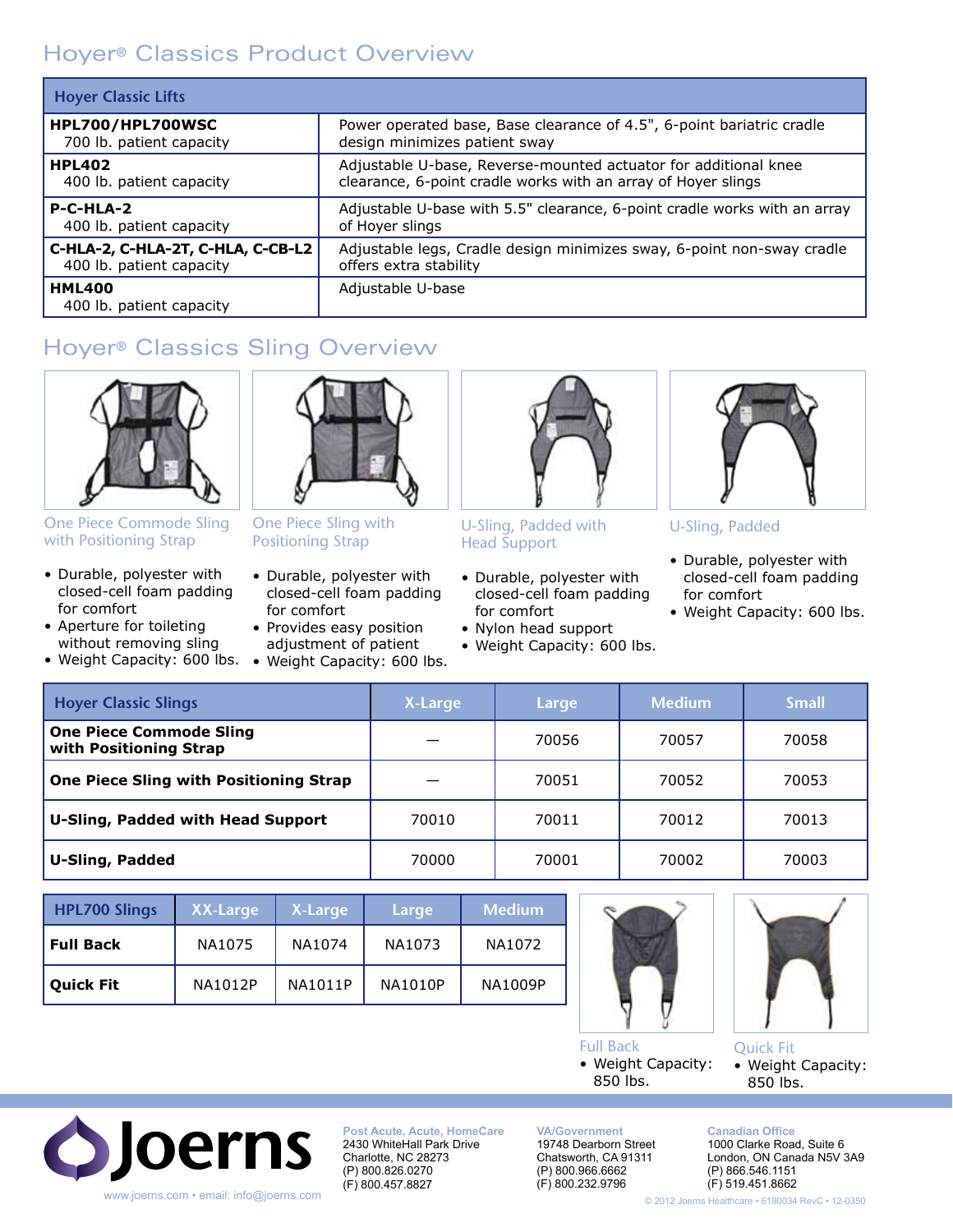# Hoyer® Classics Product Overview

| Hoyer Classic Lifts | |
|---|---|
| **HPL700/HPL700WSC** 700 lb. patient capacity | Power operated base, Base clearance of 4.5", 6-point bariatric cradle design minimizes patient sway |
| **HPL402** 400 lb. patient capacity | Adjustable U-base, Reverse-mounted actuator for additional knee clearance, 6-point cradle works with an array of Hoyer slings |
| **P-C-HLA-2** 400 lb. patient capacity | Adjustable U-base with 5.5" clearance, 6-point cradle works with an array of Hoyer slings |
| **C-HLA-2, C-HLA-2T, C-HLA, C-CB-L2** 400 lb. patient capacity | Adjustable legs, Cradle design minimizes sway, 6-point non-sway cradle offers extra stability |
| **HML400** 400 lb. patient capacity | Adjustable U-base |

# Hoyer® Classics Sling Overview

**One Piece Commode Sling with Positioning Strap**

- Durable, polyester with closed-cell foam padding for comfort
- Aperture for toileting without removing sling
- Weight Capacity: 600 lbs.

**One Piece Sling with Positioning Strap**

- Durable, polyester with closed-cell foam padding for comfort
- Provides easy position adjustment of patient
- Weight Capacity: 600 lbs.

**U-Sling, Padded with Head Support**

- Durable, polyester with closed-cell foam padding for comfort
- Nylon head support
- Weight Capacity: 600 lbs.

**U-Sling, Padded**

- Durable, polyester with closed-cell foam padding for comfort
- Weight Capacity: 600 lbs.

| Hoyer Classic Slings | X-Large | Large | Medium | Small |
|---|---|---|---|---|
| **One Piece Commode Sling with Positioning Strap** | — | 70056 | 70057 | 70058 |
| **One Piece Sling with Positioning Strap** | — | 70051 | 70052 | 70053 |
| **U-Sling, Padded with Head Support** | 70010 | 70011 | 70012 | 70013 |
| **U-Sling, Padded** | 70000 | 70001 | 70002 | 70003 |

| HPL700 Slings | XX-Large | X-Large | Large | Medium |
|---|---|---|---|---|
| **Full Back** | NA1075 | NA1074 | NA1073 | NA1072 |
| **Quick Fit** | NA1012P | NA1011P | NA1010P | NA1009P |

**Full Back**

- Weight Capacity: 850 lbs.

**Quick Fit**

- Weight Capacity: 850 lbs.

Joerns

www.joerns.com • email: info@joerns.com

**Post Acute, Acute, HomeCare**
2430 WhiteHall Park Drive
Charlotte, NC 28273
(P) 800.826.0270
(F) 800.457.8827

**VA/Government**
19748 Dearborn Street
Chatsworth, CA 91311
(P) 800.966.6662
(F) 800.232.9796

**Canadian Office**
1000 Clarke Road, Suite 6
London, ON Canada N5V 3A9
(P) 866.546.1151
(F) 519.451.8662

© 2012 Joerns Healthcare • 6190034 RevC • 12-0350